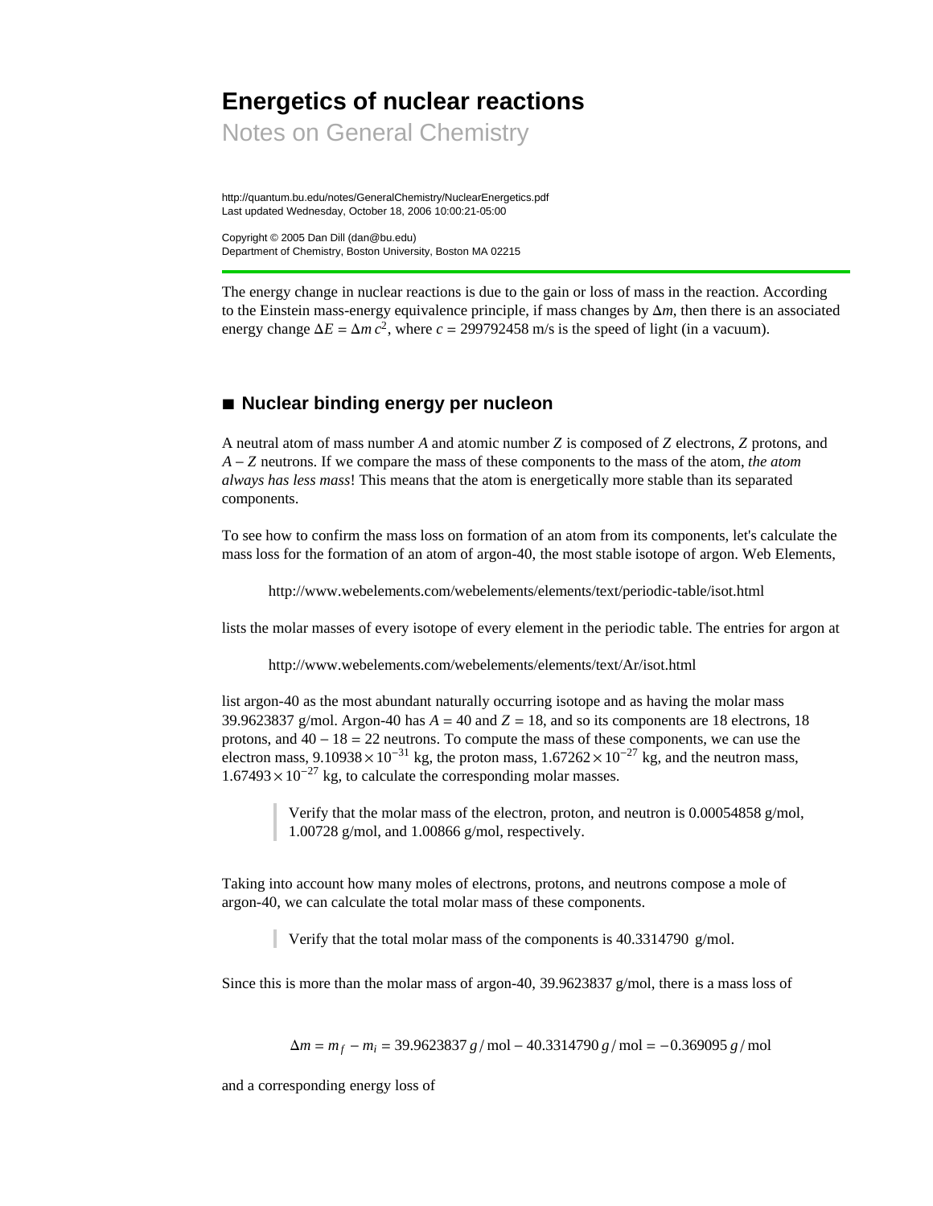# Energetics of nuclear reactions

Notes on General Chemistry

http://quantum.bu.edu/notes/GeneralChemistry/NuclearEnergetics.pdf
Last updated Wednesday, October 18, 2006 10:00:21-05:00

Copyright © 2005 Dan Dill (dan@bu.edu)
Department of Chemistry, Boston University, Boston MA 02215

---

The energy change in nuclear reactions is due to the gain or loss of mass in the reaction. According to the Einstein mass-energy equivalence principle, if mass changes by $\Delta m$, then there is an associated energy change $\Delta E = \Delta m\, c^2$, where $c = 299792458$ m/s is the speed of light (in a vacuum).

## ■ Nuclear binding energy per nucleon

A neutral atom of mass number $A$ and atomic number $Z$ is composed of $Z$ electrons, $Z$ protons, and $A - Z$ neutrons. If we compare the mass of these components to the mass of the atom, *the atom always has less mass*! This means that the atom is energetically more stable than its separated components.

To see how to confirm the mass loss on formation of an atom from its components, let's calculate the mass loss for the formation of an atom of argon-40, the most stable isotope of argon. Web Elements,

> http://www.webelements.com/webelements/elements/text/periodic-table/isot.html

lists the molar masses of every isotope of every element in the periodic table. The entries for argon at

> http://www.webelements.com/webelements/elements/text/Ar/isot.html

list argon-40 as the most abundant naturally occurring isotope and as having the molar mass 39.9623837 g/mol. Argon-40 has $A = 40$ and $Z = 18$, and so its components are 18 electrons, 18 protons, and $40 - 18 = 22$ neutrons. To compute the mass of these components, we can use the electron mass, $9.10938 \times 10^{-31}$ kg, the proton mass, $1.67262 \times 10^{-27}$ kg, and the neutron mass, $1.67493 \times 10^{-27}$ kg, to calculate the corresponding molar masses.

> Verify that the molar mass of the electron, proton, and neutron is 0.00054858 g/mol, 1.00728 g/mol, and 1.00866 g/mol, respectively.

Taking into account how many moles of electrons, protons, and neutrons compose a mole of argon-40, we can calculate the total molar mass of these components.

> Verify that the total molar mass of the components is 40.3314790 g/mol.

Since this is more than the molar mass of argon-40, 39.9623837 g/mol, there is a mass loss of

$$\Delta m = m_f - m_i = 39.9623837\, g/\text{mol} - 40.3314790\, g/\text{mol} = -0.369095\, g/\text{mol}$$

and a corresponding energy loss of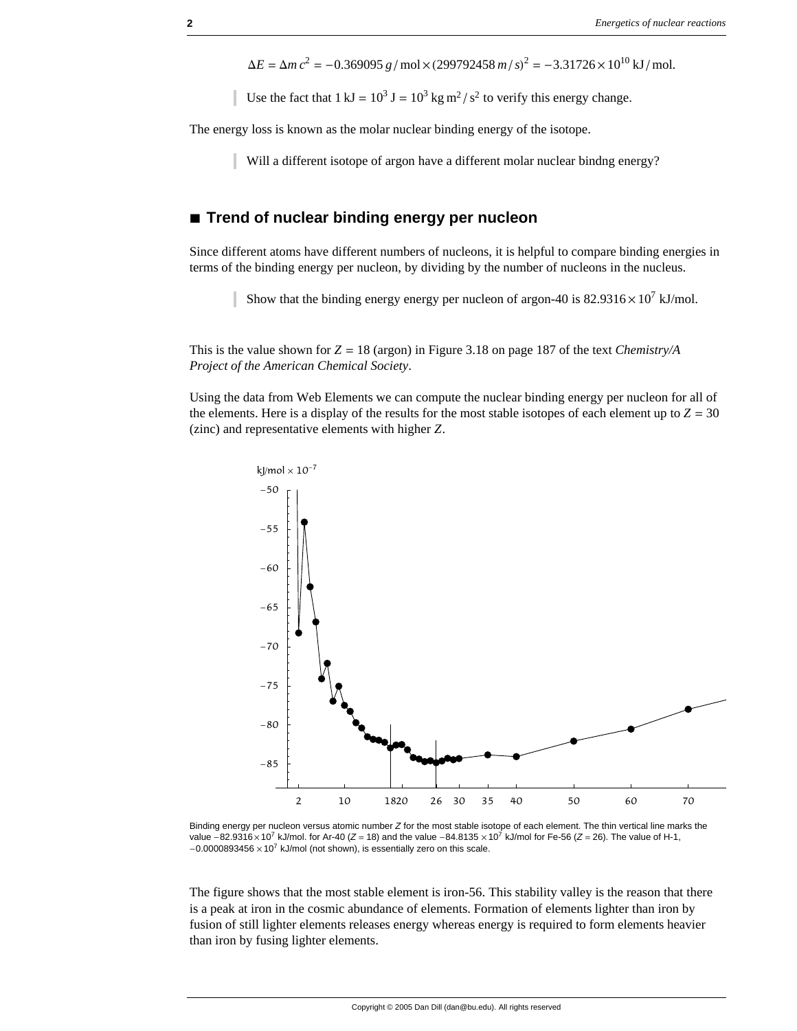$$\Delta E = \Delta m\, c^2 = -0.369095\, g/\text{mol} \times (299792458\, m/s)^2 = -3.31726 \times 10^{10}\ \text{kJ/mol}.$$

Use the fact that $1\ \text{kJ} = 10^3\ \text{J} = 10^3\ \text{kg m}^2/\text{s}^2$ to verify this energy change.

The energy loss is known as the molar nuclear binding energy of the isotope.

Will a different isotope of argon have a different molar nuclear bindng energy?

## ■ Trend of nuclear binding energy per nucleon

Since different atoms have different numbers of nucleons, it is helpful to compare binding energies in terms of the binding energy per nucleon, by dividing by the number of nucleons in the nucleus.

Show that the binding energy energy per nucleon of argon-40 is $82.9316 \times 10^7$ kJ/mol.

This is the value shown for $Z = 18$ (argon) in Figure 3.18 on page 187 of the text *Chemistry/A Project of the American Chemical Society*.

Using the data from Web Elements we can compute the nuclear binding energy per nucleon for all of the elements. Here is a display of the results for the most stable isotopes of each element up to $Z = 30$ (zinc) and representative elements with higher $Z$.

kJ/mol × $10^{-7}$

−50
−55
−60
−65
−70
−75
−80
−85

2 10 1820 26 30 35 40 50 60 70

Binding energy per nucleon versus atomic number $Z$ for the most stable isotope of each element. The thin vertical line marks the value $-82.9316 \times 10^7$ kJ/mol. for Ar-40 ($Z = 18$) and the value $-84.8135 \times 10^7$ kJ/mol for Fe-56 ($Z = 26$). The value of H-1, $-0.0000893456 \times 10^7$ kJ/mol (not shown), is essentially zero on this scale.

The figure shows that the most stable element is iron-56. This stability valley is the reason that there is a peak at iron in the cosmic abundance of elements. Formation of elements lighter than iron by fusion of still lighter elements releases energy whereas energy is required to form elements heavier than iron by fusing lighter elements.